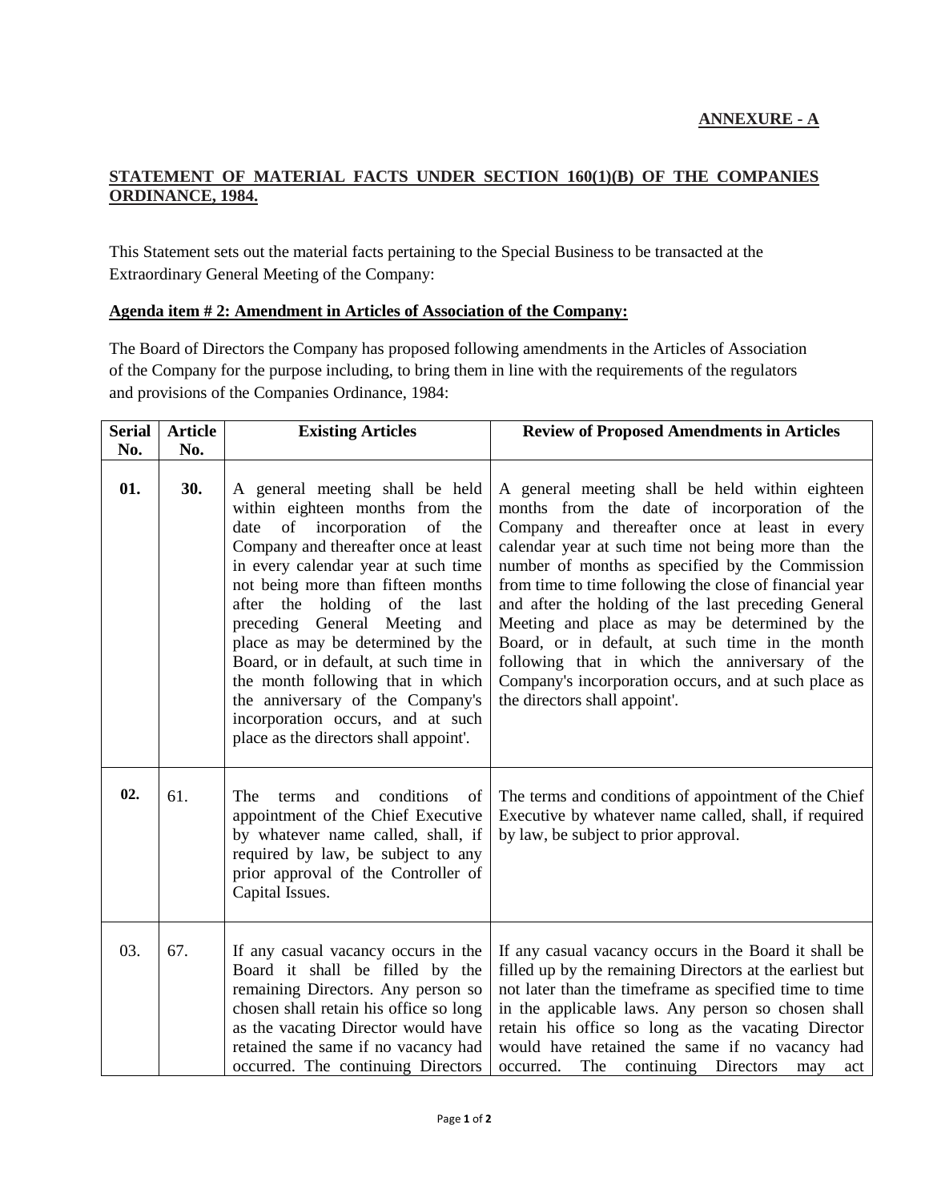**ANNEXURE - A**

**STATEMENT OF MATERIAL FACTS UNDER SECTION 160(1)(B) OF THE COMPANIES ORDINANCE, 1984.**

This Statement sets out the material facts pertaining to the Special Business to be transacted at the Extraordinary General Meeting of the Company:

**Agenda item # 2: Amendment in Articles of Association of the Company:**

The Board of Directors the Company has proposed following amendments in the Articles of Association of the Company for the purpose including, to bring them in line with the requirements of the regulators and provisions of the Companies Ordinance, 1984:

| Serial No. | Article No. | Existing Articles | Review of Proposed Amendments in Articles |
|---|---|---|---|
| **01.** | **30.** | A general meeting shall be held within eighteen months from the date of incorporation of the Company and thereafter once at least in every calendar year at such time not being more than fifteen months after the holding of the last preceding General Meeting and place as may be determined by the Board, or in default, at such time in the month following that in which the anniversary of the Company's incorporation occurs, and at such place as the directors shall appoint'. | A general meeting shall be held within eighteen months from the date of incorporation of the Company and thereafter once at least in every calendar year at such time not being more than the number of months as specified by the Commission from time to time following the close of financial year and after the holding of the last preceding General Meeting and place as may be determined by the Board, or in default, at such time in the month following that in which the anniversary of the Company's incorporation occurs, and at such place as the directors shall appoint'. |
| **02.** | 61. | The terms and conditions of appointment of the Chief Executive by whatever name called, shall, if required by law, be subject to any prior approval of the Controller of Capital Issues. | The terms and conditions of appointment of the Chief Executive by whatever name called, shall, if required by law, be subject to prior approval. |
| 03. | 67. | If any casual vacancy occurs in the Board it shall be filled by the remaining Directors. Any person so chosen shall retain his office so long as the vacating Director would have retained the same if no vacancy had occurred. The continuing Directors | If any casual vacancy occurs in the Board it shall be filled up by the remaining Directors at the earliest but not later than the timeframe as specified time to time in the applicable laws. Any person so chosen shall retain his office so long as the vacating Director would have retained the same if no vacancy had occurred. The continuing Directors may act |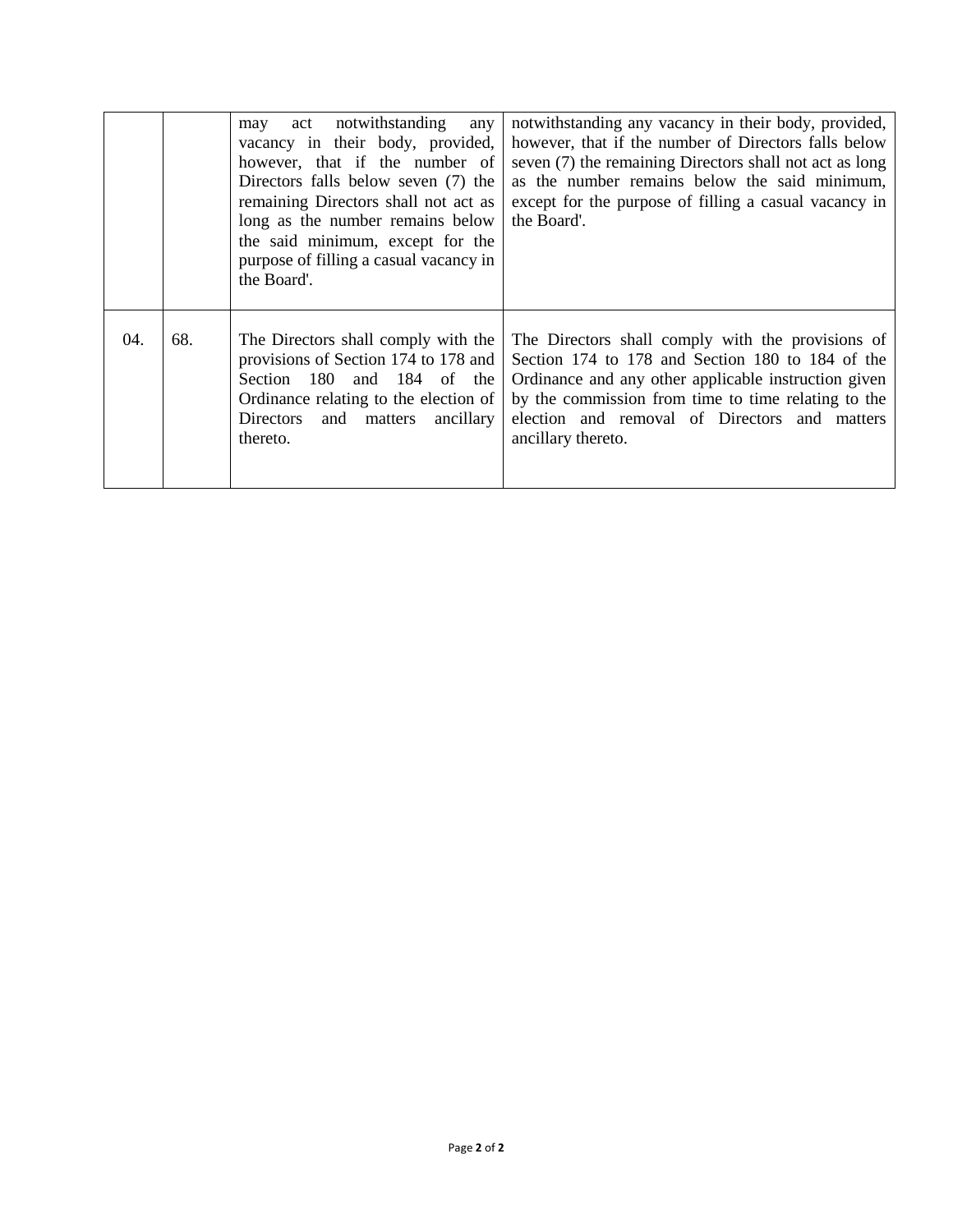| | | | |
|---|---|---|---|
| | | may act notwithstanding any vacancy in their body, provided, however, that if the number of Directors falls below seven (7) the remaining Directors shall not act as long as the number remains below the said minimum, except for the purpose of filling a casual vacancy in the Board'. | notwithstanding any vacancy in their body, provided, however, that if the number of Directors falls below seven (7) the remaining Directors shall not act as long as the number remains below the said minimum, except for the purpose of filling a casual vacancy in the Board'. |
| 04. | 68. | The Directors shall comply with the provisions of Section 174 to 178 and Section 180 and 184 of the Ordinance relating to the election of Directors and matters ancillary thereto. | The Directors shall comply with the provisions of Section 174 to 178 and Section 180 to 184 of the Ordinance and any other applicable instruction given by the commission from time to time relating to the election and removal of Directors and matters ancillary thereto. |